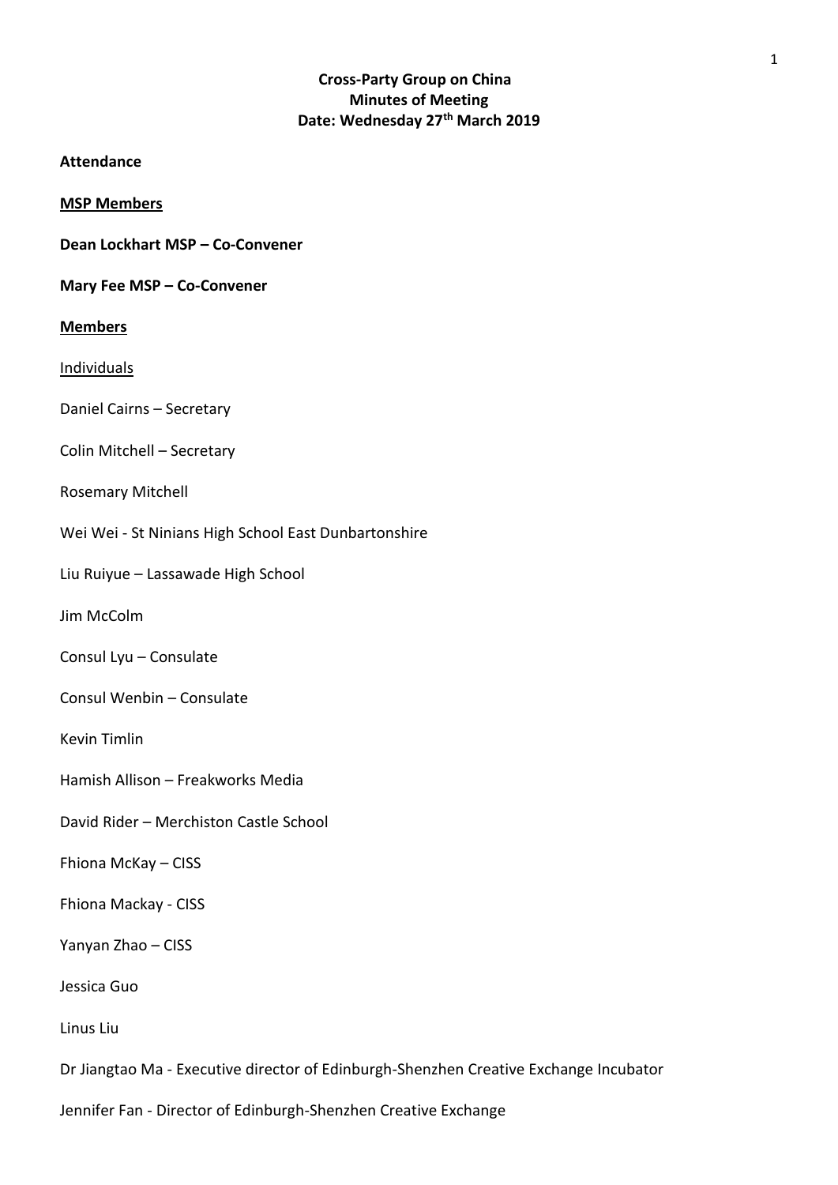**Cross-Party Group on China**
**Minutes of Meeting**
**Date: Wednesday 27th March 2019**

**Attendance**

**MSP Members**

**Dean Lockhart MSP – Co-Convener**

**Mary Fee MSP – Co-Convener**

**Members**

Individuals

Daniel Cairns – Secretary

Colin Mitchell – Secretary

Rosemary Mitchell

Wei Wei - St Ninians High School East Dunbartonshire

Liu Ruiyue – Lassawade High School

Jim McColm

Consul Lyu – Consulate

Consul Wenbin – Consulate

Kevin Timlin

Hamish Allison – Freakworks Media

David Rider – Merchiston Castle School

Fhiona McKay – CISS

Fhiona Mackay - CISS

Yanyan Zhao – CISS

Jessica Guo

Linus Liu

Dr Jiangtao Ma - Executive director of Edinburgh-Shenzhen Creative Exchange Incubator

Jennifer Fan - Director of Edinburgh-Shenzhen Creative Exchange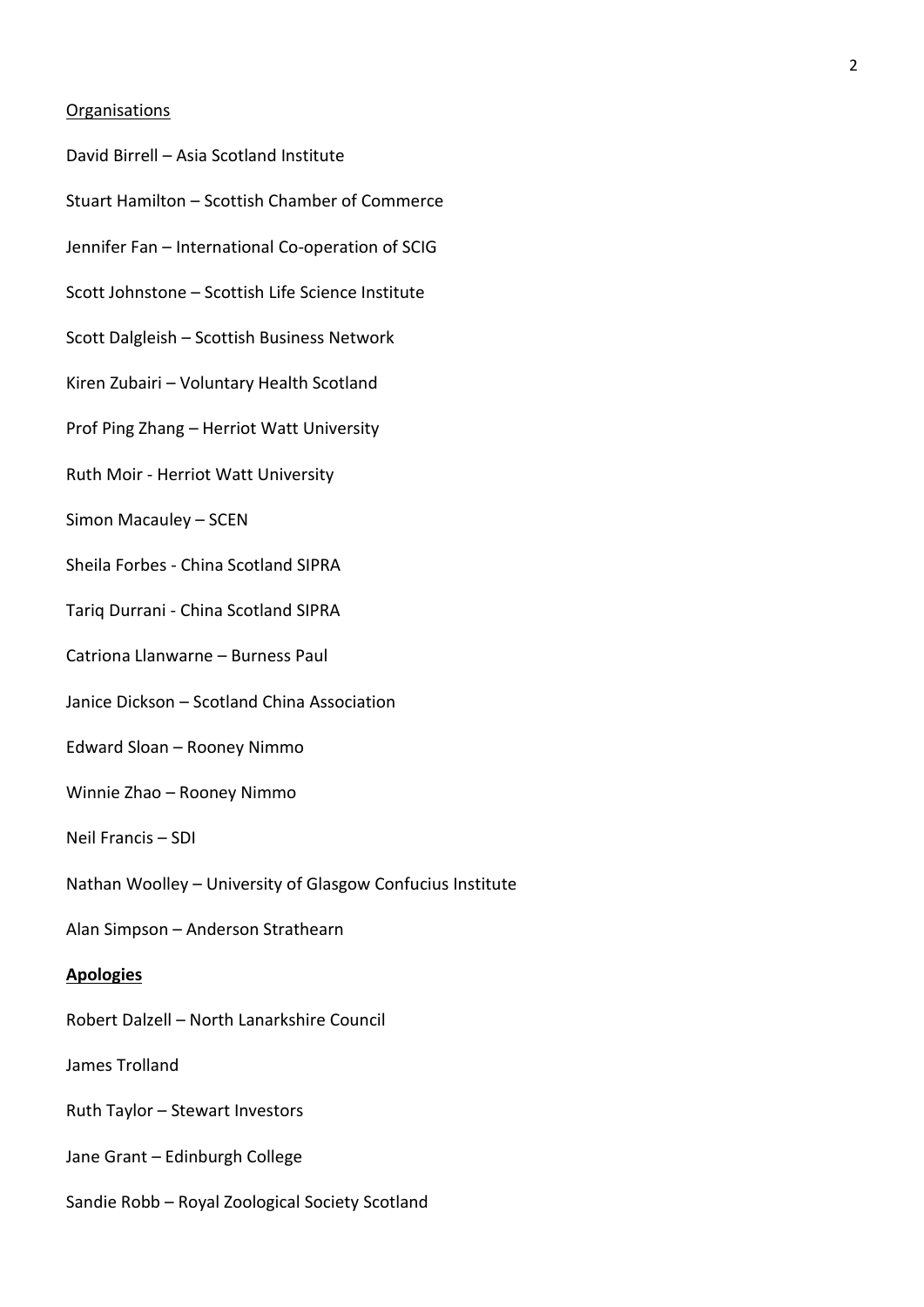Organisations

David Birrell – Asia Scotland Institute

Stuart Hamilton – Scottish Chamber of Commerce

Jennifer Fan – International Co-operation of SCIG

Scott Johnstone – Scottish Life Science Institute

Scott Dalgleish – Scottish Business Network

Kiren Zubairi – Voluntary Health Scotland

Prof Ping Zhang – Herriot Watt University

Ruth Moir - Herriot Watt University

Simon Macauley – SCEN

Sheila Forbes - China Scotland SIPRA

Tariq Durrani - China Scotland SIPRA

Catriona Llanwarne – Burness Paul

Janice Dickson – Scotland China Association

Edward Sloan – Rooney Nimmo

Winnie Zhao – Rooney Nimmo

Neil Francis – SDI

Nathan Woolley – University of Glasgow Confucius Institute

Alan Simpson – Anderson Strathearn

**Apologies**

Robert Dalzell – North Lanarkshire Council

James Trolland

Ruth Taylor – Stewart Investors

Jane Grant – Edinburgh College

Sandie Robb – Royal Zoological Society Scotland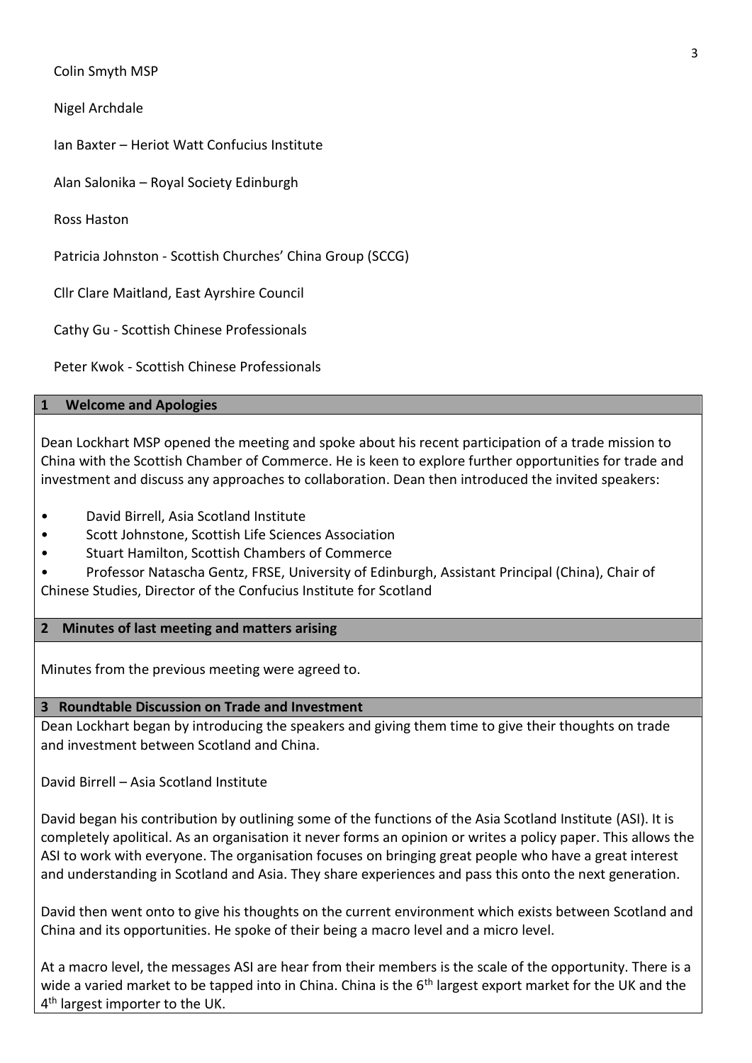Colin Smyth MSP

Nigel Archdale

Ian Baxter – Heriot Watt Confucius Institute

Alan Salonika – Royal Society Edinburgh

Ross Haston

Patricia Johnston - Scottish Churches' China Group (SCCG)

Cllr Clare Maitland, East Ayrshire Council

Cathy Gu - Scottish Chinese Professionals

Peter Kwok - Scottish Chinese Professionals

## 1 Welcome and Apologies

Dean Lockhart MSP opened the meeting and spoke about his recent participation of a trade mission to China with the Scottish Chamber of Commerce. He is keen to explore further opportunities for trade and investment and discuss any approaches to collaboration. Dean then introduced the invited speakers:

- David Birrell, Asia Scotland Institute
- Scott Johnstone, Scottish Life Sciences Association
- Stuart Hamilton, Scottish Chambers of Commerce
- Professor Natascha Gentz, FRSE, University of Edinburgh, Assistant Principal (China), Chair of Chinese Studies, Director of the Confucius Institute for Scotland

## 2 Minutes of last meeting and matters arising

Minutes from the previous meeting were agreed to.

## 3 Roundtable Discussion on Trade and Investment

Dean Lockhart began by introducing the speakers and giving them time to give their thoughts on trade and investment between Scotland and China.

David Birrell – Asia Scotland Institute

David began his contribution by outlining some of the functions of the Asia Scotland Institute (ASI). It is completely apolitical. As an organisation it never forms an opinion or writes a policy paper. This allows the ASI to work with everyone. The organisation focuses on bringing great people who have a great interest and understanding in Scotland and Asia. They share experiences and pass this onto the next generation.

David then went onto to give his thoughts on the current environment which exists between Scotland and China and its opportunities. He spoke of their being a macro level and a micro level.

At a macro level, the messages ASI are hear from their members is the scale of the opportunity. There is a wide a varied market to be tapped into in China. China is the 6th largest export market for the UK and the 4th largest importer to the UK.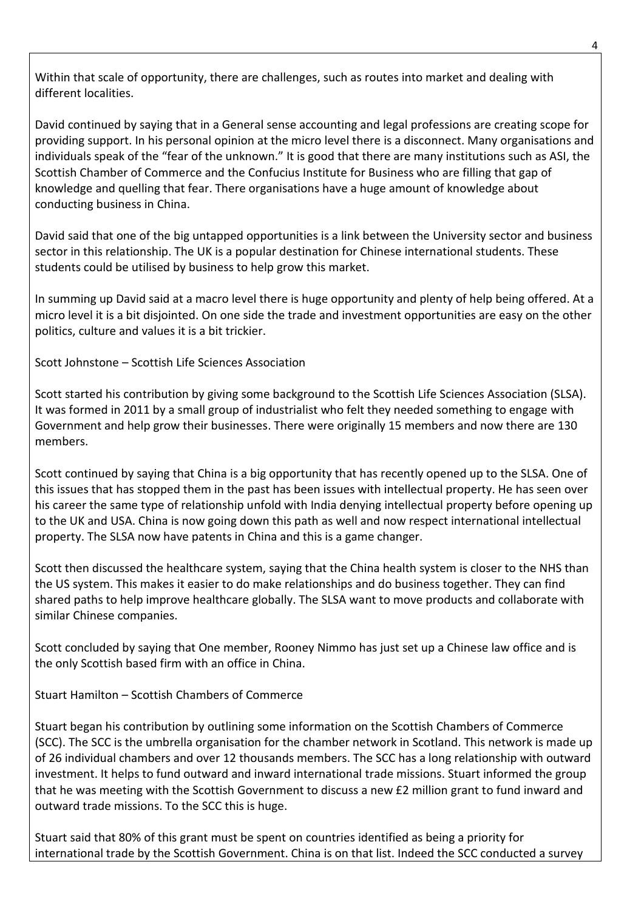Within that scale of opportunity, there are challenges, such as routes into market and dealing with different localities.

David continued by saying that in a General sense accounting and legal professions are creating scope for providing support. In his personal opinion at the micro level there is a disconnect. Many organisations and individuals speak of the "fear of the unknown." It is good that there are many institutions such as ASI, the Scottish Chamber of Commerce and the Confucius Institute for Business who are filling that gap of knowledge and quelling that fear. There organisations have a huge amount of knowledge about conducting business in China.

David said that one of the big untapped opportunities is a link between the University sector and business sector in this relationship. The UK is a popular destination for Chinese international students. These students could be utilised by business to help grow this market.

In summing up David said at a macro level there is huge opportunity and plenty of help being offered. At a micro level it is a bit disjointed. On one side the trade and investment opportunities are easy on the other politics, culture and values it is a bit trickier.

Scott Johnstone – Scottish Life Sciences Association

Scott started his contribution by giving some background to the Scottish Life Sciences Association (SLSA). It was formed in 2011 by a small group of industrialist who felt they needed something to engage with Government and help grow their businesses. There were originally 15 members and now there are 130 members.

Scott continued by saying that China is a big opportunity that has recently opened up to the SLSA. One of this issues that has stopped them in the past has been issues with intellectual property. He has seen over his career the same type of relationship unfold with India denying intellectual property before opening up to the UK and USA. China is now going down this path as well and now respect international intellectual property. The SLSA now have patents in China and this is a game changer.

Scott then discussed the healthcare system, saying that the China health system is closer to the NHS than the US system. This makes it easier to do make relationships and do business together. They can find shared paths to help improve healthcare globally. The SLSA want to move products and collaborate with similar Chinese companies.

Scott concluded by saying that One member, Rooney Nimmo has just set up a Chinese law office and is the only Scottish based firm with an office in China.

Stuart Hamilton – Scottish Chambers of Commerce

Stuart began his contribution by outlining some information on the Scottish Chambers of Commerce (SCC). The SCC is the umbrella organisation for the chamber network in Scotland. This network is made up of 26 individual chambers and over 12 thousands members. The SCC has a long relationship with outward investment. It helps to fund outward and inward international trade missions. Stuart informed the group that he was meeting with the Scottish Government to discuss a new £2 million grant to fund inward and outward trade missions. To the SCC this is huge.

Stuart said that 80% of this grant must be spent on countries identified as being a priority for international trade by the Scottish Government. China is on that list. Indeed the SCC conducted a survey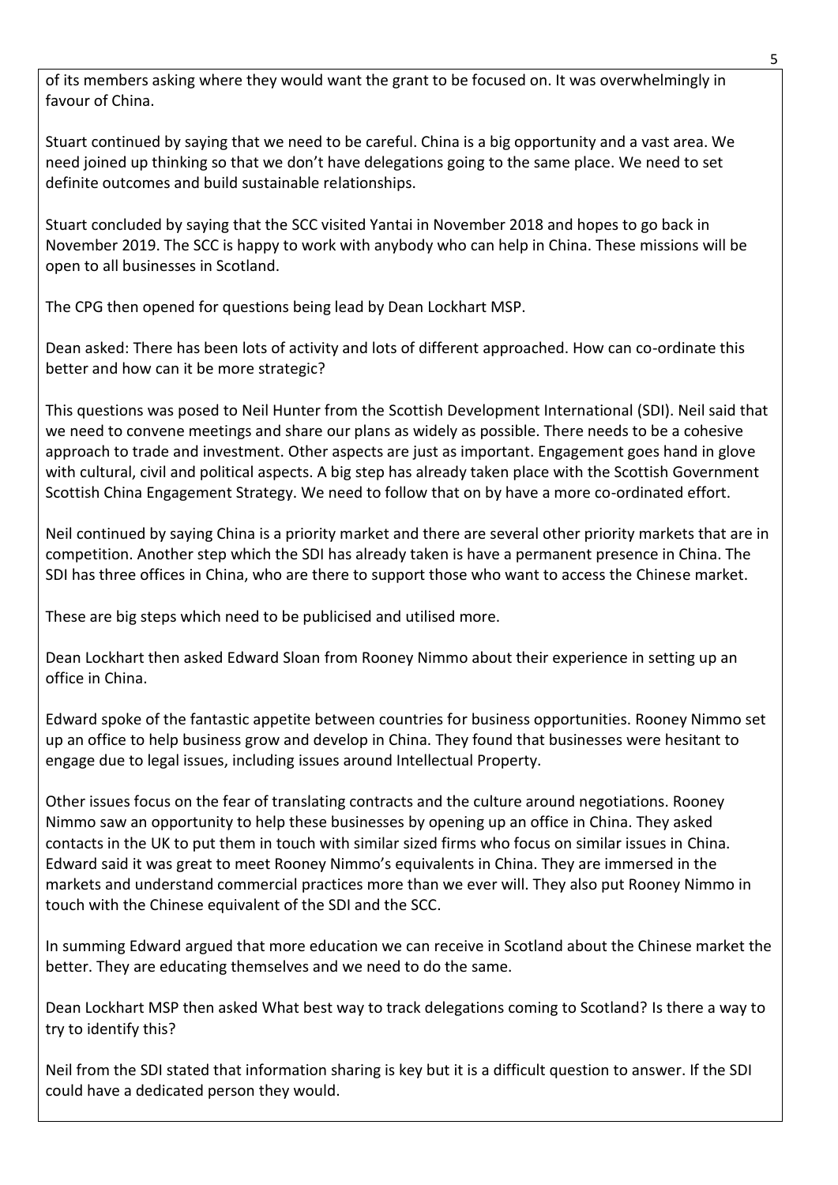of its members asking where they would want the grant to be focused on. It was overwhelmingly in favour of China.

Stuart continued by saying that we need to be careful. China is a big opportunity and a vast area. We need joined up thinking so that we don't have delegations going to the same place. We need to set definite outcomes and build sustainable relationships.

Stuart concluded by saying that the SCC visited Yantai in November 2018 and hopes to go back in November 2019. The SCC is happy to work with anybody who can help in China. These missions will be open to all businesses in Scotland.

The CPG then opened for questions being lead by Dean Lockhart MSP.

Dean asked: There has been lots of activity and lots of different approached. How can co-ordinate this better and how can it be more strategic?

This questions was posed to Neil Hunter from the Scottish Development International (SDI). Neil said that we need to convene meetings and share our plans as widely as possible. There needs to be a cohesive approach to trade and investment. Other aspects are just as important. Engagement goes hand in glove with cultural, civil and political aspects. A big step has already taken place with the Scottish Government Scottish China Engagement Strategy. We need to follow that on by have a more co-ordinated effort.

Neil continued by saying China is a priority market and there are several other priority markets that are in competition. Another step which the SDI has already taken is have a permanent presence in China. The SDI has three offices in China, who are there to support those who want to access the Chinese market.

These are big steps which need to be publicised and utilised more.

Dean Lockhart then asked Edward Sloan from Rooney Nimmo about their experience in setting up an office in China.

Edward spoke of the fantastic appetite between countries for business opportunities. Rooney Nimmo set up an office to help business grow and develop in China. They found that businesses were hesitant to engage due to legal issues, including issues around Intellectual Property.

Other issues focus on the fear of translating contracts and the culture around negotiations. Rooney Nimmo saw an opportunity to help these businesses by opening up an office in China. They asked contacts in the UK to put them in touch with similar sized firms who focus on similar issues in China. Edward said it was great to meet Rooney Nimmo's equivalents in China. They are immersed in the markets and understand commercial practices more than we ever will. They also put Rooney Nimmo in touch with the Chinese equivalent of the SDI and the SCC.

In summing Edward argued that more education we can receive in Scotland about the Chinese market the better. They are educating themselves and we need to do the same.

Dean Lockhart MSP then asked What best way to track delegations coming to Scotland? Is there a way to try to identify this?

Neil from the SDI stated that information sharing is key but it is a difficult question to answer. If the SDI could have a dedicated person they would.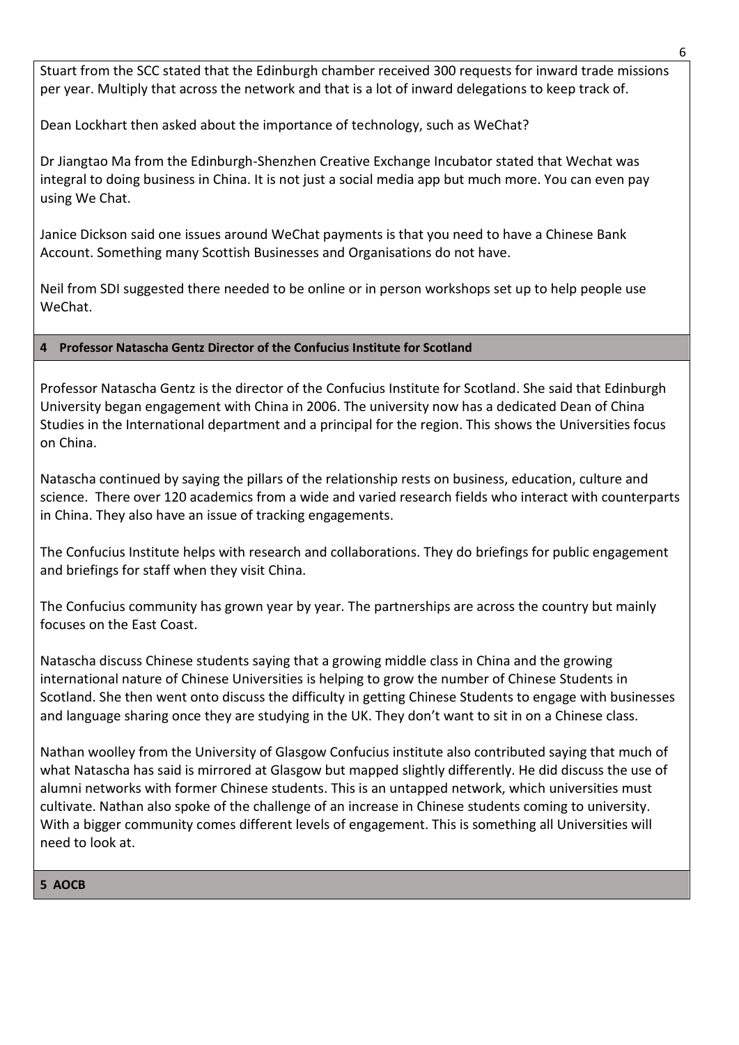Stuart from the SCC stated that the Edinburgh chamber received 300 requests for inward trade missions per year. Multiply that across the network and that is a lot of inward delegations to keep track of.

Dean Lockhart then asked about the importance of technology, such as WeChat?

Dr Jiangtao Ma from the Edinburgh-Shenzhen Creative Exchange Incubator stated that Wechat was integral to doing business in China. It is not just a social media app but much more. You can even pay using We Chat.

Janice Dickson said one issues around WeChat payments is that you need to have a Chinese Bank Account. Something many Scottish Businesses and Organisations do not have.

Neil from SDI suggested there needed to be online or in person workshops set up to help people use WeChat.

## 4 Professor Natascha Gentz Director of the Confucius Institute for Scotland

Professor Natascha Gentz is the director of the Confucius Institute for Scotland. She said that Edinburgh University began engagement with China in 2006. The university now has a dedicated Dean of China Studies in the International department and a principal for the region. This shows the Universities focus on China.

Natascha continued by saying the pillars of the relationship rests on business, education, culture and science. There over 120 academics from a wide and varied research fields who interact with counterparts in China. They also have an issue of tracking engagements.

The Confucius Institute helps with research and collaborations. They do briefings for public engagement and briefings for staff when they visit China.

The Confucius community has grown year by year. The partnerships are across the country but mainly focuses on the East Coast.

Natascha discuss Chinese students saying that a growing middle class in China and the growing international nature of Chinese Universities is helping to grow the number of Chinese Students in Scotland. She then went onto discuss the difficulty in getting Chinese Students to engage with businesses and language sharing once they are studying in the UK. They don't want to sit in on a Chinese class.

Nathan woolley from the University of Glasgow Confucius institute also contributed saying that much of what Natascha has said is mirrored at Glasgow but mapped slightly differently. He did discuss the use of alumni networks with former Chinese students. This is an untapped network, which universities must cultivate. Nathan also spoke of the challenge of an increase in Chinese students coming to university. With a bigger community comes different levels of engagement. This is something all Universities will need to look at.

## 5 AOCB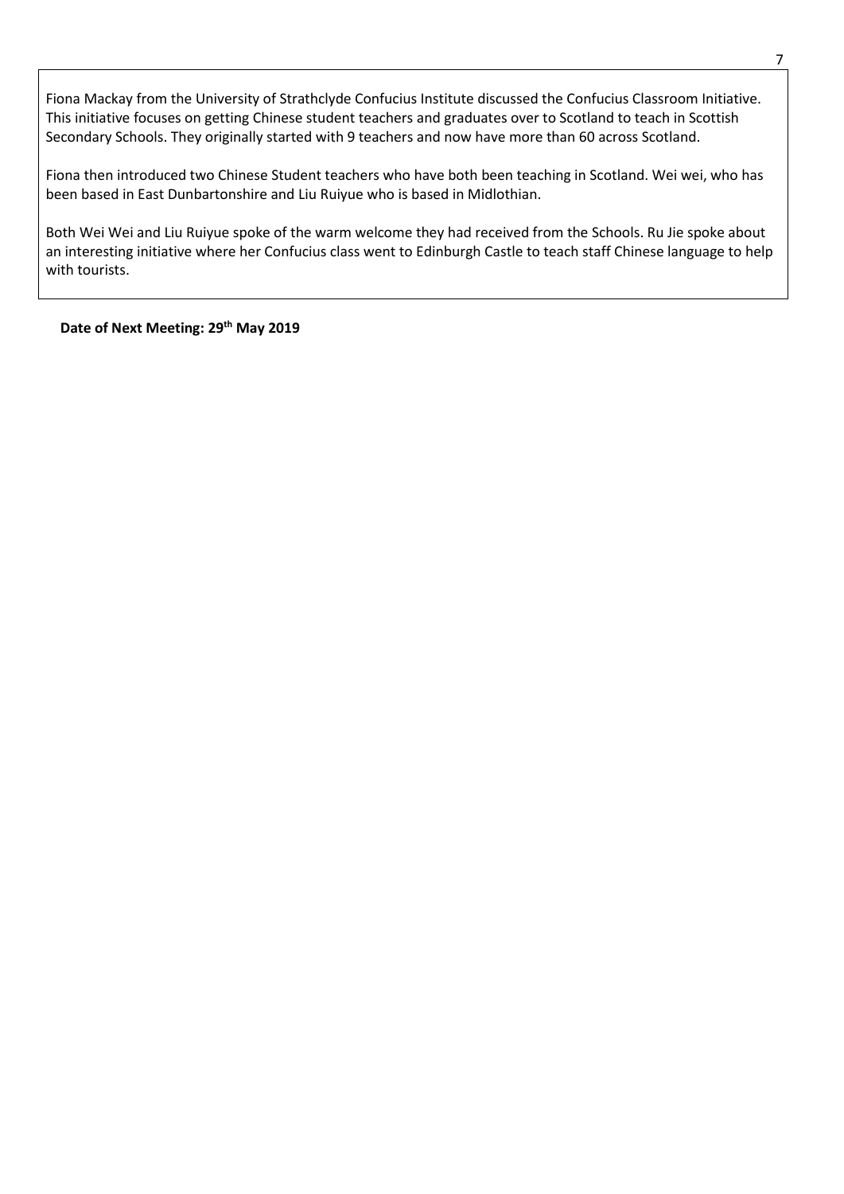Fiona Mackay from the University of Strathclyde Confucius Institute discussed the Confucius Classroom Initiative. This initiative focuses on getting Chinese student teachers and graduates over to Scotland to teach in Scottish Secondary Schools. They originally started with 9 teachers and now have more than 60 across Scotland.

Fiona then introduced two Chinese Student teachers who have both been teaching in Scotland. Wei wei, who has been based in East Dunbartonshire and Liu Ruiyue who is based in Midlothian.

Both Wei Wei and Liu Ruiyue spoke of the warm welcome they had received from the Schools. Ru Jie spoke about an interesting initiative where her Confucius class went to Edinburgh Castle to teach staff Chinese language to help with tourists.

**Date of Next Meeting: 29th May 2019**